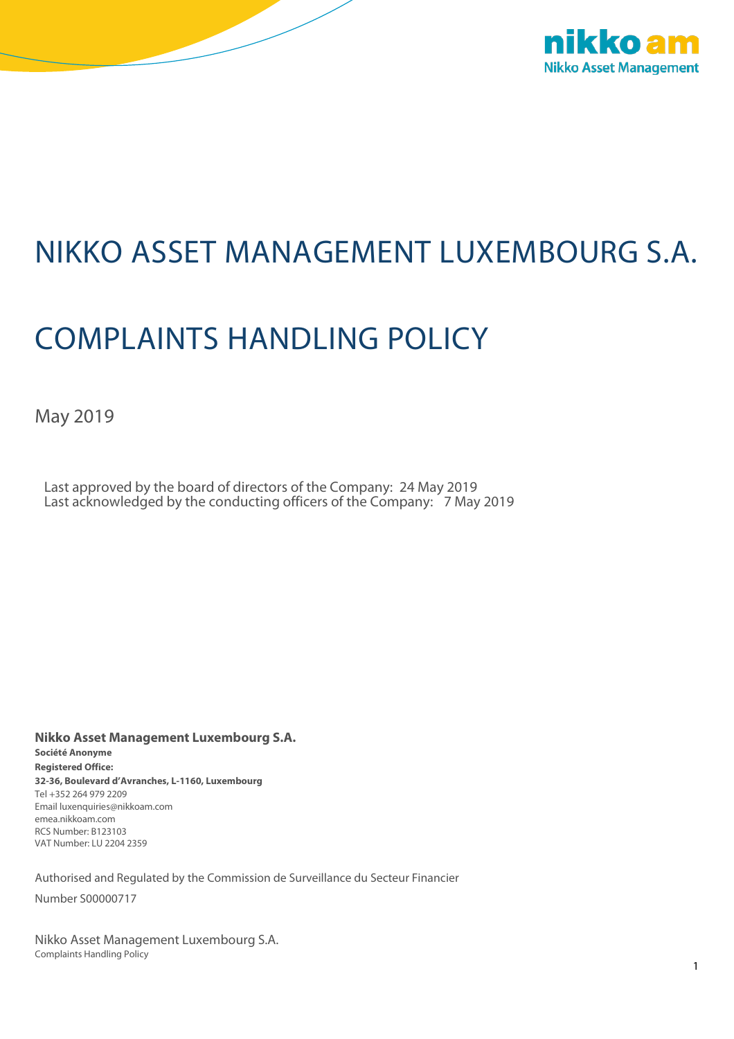# NIKKO ASSET MANAGEMENT LUXEMBOURG S.A.

# COMPLAINTS HANDLING POLICY

May 2019

Last approved by the board of directors of the Company: 24 May 2019
Last acknowledged by the conducting officers of the Company: 7 May 2019

**Nikko Asset Management Luxembourg S.A.**
**Société Anonyme**
**Registered Office:**
**32-36, Boulevard d'Avranches, L-1160, Luxembourg**
Tel +352 264 979 2209
Email luxenquiries@nikkoam.com
emea.nikkoam.com
RCS Number: B123103
VAT Number: LU 2204 2359

Authorised and Regulated by the Commission de Surveillance du Secteur Financier

Number S00000717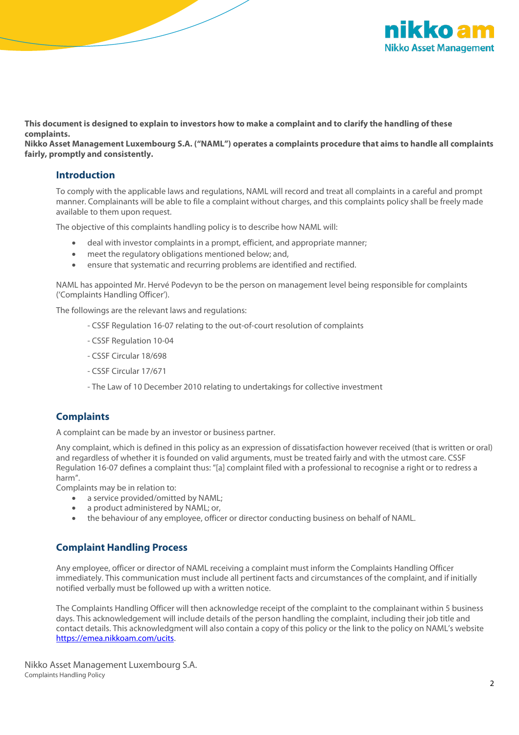**This document is designed to explain to investors how to make a complaint and to clarify the handling of these complaints.**
**Nikko Asset Management Luxembourg S.A. ("NAML") operates a complaints procedure that aims to handle all complaints fairly, promptly and consistently.**

## Introduction

To comply with the applicable laws and regulations, NAML will record and treat all complaints in a careful and prompt manner. Complainants will be able to file a complaint without charges, and this complaints policy shall be freely made available to them upon request.

The objective of this complaints handling policy is to describe how NAML will:

- deal with investor complaints in a prompt, efficient, and appropriate manner;
- meet the regulatory obligations mentioned below; and,
- ensure that systematic and recurring problems are identified and rectified.

NAML has appointed Mr. Hervé Podevyn to be the person on management level being responsible for complaints ('Complaints Handling Officer').

The followings are the relevant laws and regulations:

- CSSF Regulation 16-07 relating to the out-of-court resolution of complaints
- CSSF Regulation 10-04
- CSSF Circular 18/698
- CSSF Circular 17/671
- The Law of 10 December 2010 relating to undertakings for collective investment

## Complaints

A complaint can be made by an investor or business partner.

Any complaint, which is defined in this policy as an expression of dissatisfaction however received (that is written or oral) and regardless of whether it is founded on valid arguments, must be treated fairly and with the utmost care. CSSF Regulation 16-07 defines a complaint thus: "[a] complaint filed with a professional to recognise a right or to redress a harm".
Complaints may be in relation to:

- a service provided/omitted by NAML;
- a product administered by NAML; or,
- the behaviour of any employee, officer or director conducting business on behalf of NAML.

## Complaint Handling Process

Any employee, officer or director of NAML receiving a complaint must inform the Complaints Handling Officer immediately. This communication must include all pertinent facts and circumstances of the complaint, and if initially notified verbally must be followed up with a written notice.

The Complaints Handling Officer will then acknowledge receipt of the complaint to the complainant within 5 business days. This acknowledgement will include details of the person handling the complaint, including their job title and contact details. This acknowledgment will also contain a copy of this policy or the link to the policy on NAML's website https://emea.nikkoam.com/ucits.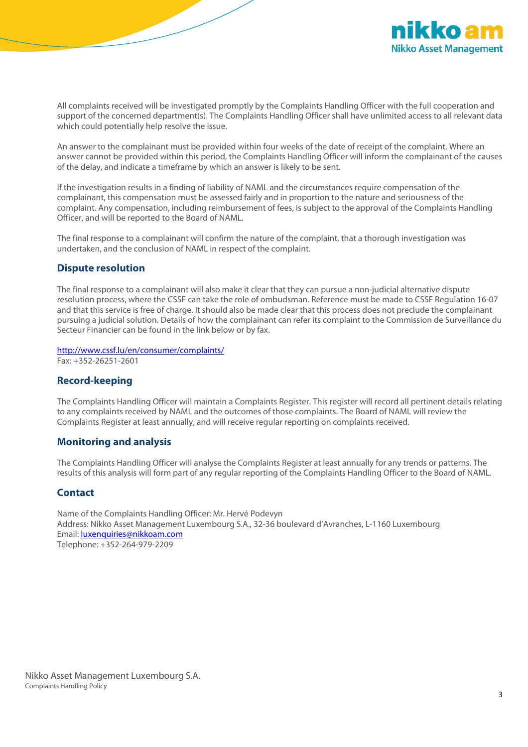All complaints received will be investigated promptly by the Complaints Handling Officer with the full cooperation and support of the concerned department(s). The Complaints Handling Officer shall have unlimited access to all relevant data which could potentially help resolve the issue.

An answer to the complainant must be provided within four weeks of the date of receipt of the complaint. Where an answer cannot be provided within this period, the Complaints Handling Officer will inform the complainant of the causes of the delay, and indicate a timeframe by which an answer is likely to be sent.

If the investigation results in a finding of liability of NAML and the circumstances require compensation of the complainant, this compensation must be assessed fairly and in proportion to the nature and seriousness of the complaint. Any compensation, including reimbursement of fees, is subject to the approval of the Complaints Handling Officer, and will be reported to the Board of NAML.

The final response to a complainant will confirm the nature of the complaint, that a thorough investigation was undertaken, and the conclusion of NAML in respect of the complaint.

## Dispute resolution

The final response to a complainant will also make it clear that they can pursue a non-judicial alternative dispute resolution process, where the CSSF can take the role of ombudsman. Reference must be made to CSSF Regulation 16-07 and that this service is free of charge. It should also be made clear that this process does not preclude the complainant pursuing a judicial solution. Details of how the complainant can refer its complaint to the Commission de Surveillance du Secteur Financier can be found in the link below or by fax.

http://www.cssf.lu/en/consumer/complaints/
Fax: +352-26251-2601

## Record-keeping

The Complaints Handling Officer will maintain a Complaints Register. This register will record all pertinent details relating to any complaints received by NAML and the outcomes of those complaints. The Board of NAML will review the Complaints Register at least annually, and will receive regular reporting on complaints received.

## Monitoring and analysis

The Complaints Handling Officer will analyse the Complaints Register at least annually for any trends or patterns. The results of this analysis will form part of any regular reporting of the Complaints Handling Officer to the Board of NAML.

## Contact

Name of the Complaints Handling Officer: Mr. Hervé Podevyn
Address: Nikko Asset Management Luxembourg S.A., 32-36 boulevard d'Avranches, L-1160 Luxembourg
Email: luxenquiries@nikkoam.com
Telephone: +352-264-979-2209